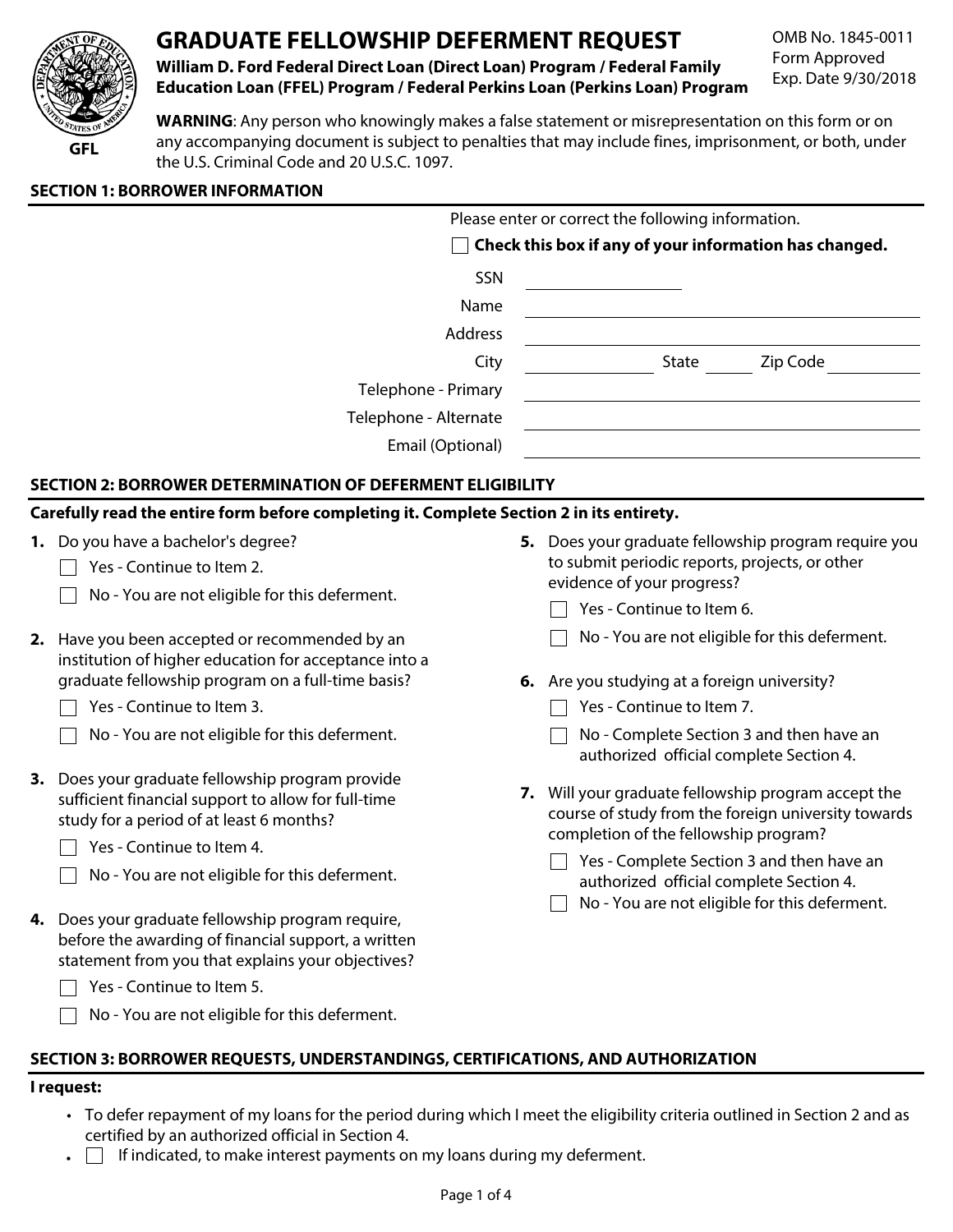# GRADUATE FELLOWSHIP DEFERMENT REQUEST

**William D. Ford Federal Direct Loan (Direct Loan) Program / Federal Family Education Loan (FFEL) Program / Federal Perkins Loan (Perkins Loan) Program**

OMB No. 1845-0011
Form Approved
Exp. Date 9/30/2018

GFL

**WARNING**: Any person who knowingly makes a false statement or misrepresentation on this form or on any accompanying document is subject to penalties that may include fines, imprisonment, or both, under the U.S. Criminal Code and 20 U.S.C. 1097.

## SECTION 1: BORROWER INFORMATION

Please enter or correct the following information.

☐ **Check this box if any of your information has changed.**

SSN \_\_\_\_\_\_\_\_\_\_

Name \_\_\_\_\_\_\_\_\_\_

Address \_\_\_\_\_\_\_\_\_\_

City \_\_\_\_\_\_\_\_\_\_ State \_\_\_\_\_ Zip Code \_\_\_\_\_\_\_\_\_\_

Telephone - Primary \_\_\_\_\_\_\_\_\_\_

Telephone - Alternate \_\_\_\_\_\_\_\_\_\_

Email (Optional) \_\_\_\_\_\_\_\_\_\_

## SECTION 2: BORROWER DETERMINATION OF DEFERMENT ELIGIBILITY

**Carefully read the entire form before completing it. Complete Section 2 in its entirety.**

**1.** Do you have a bachelor's degree?

☐ Yes - Continue to Item 2.

☐ No - You are not eligible for this deferment.

**2.** Have you been accepted or recommended by an institution of higher education for acceptance into a graduate fellowship program on a full-time basis?

☐ Yes - Continue to Item 3.

☐ No - You are not eligible for this deferment.

**3.** Does your graduate fellowship program provide sufficient financial support to allow for full-time study for a period of at least 6 months?

☐ Yes - Continue to Item 4.

☐ No - You are not eligible for this deferment.

**4.** Does your graduate fellowship program require, before the awarding of financial support, a written statement from you that explains your objectives?

☐ Yes - Continue to Item 5.

☐ No - You are not eligible for this deferment.

**5.** Does your graduate fellowship program require you to submit periodic reports, projects, or other evidence of your progress?

☐ Yes - Continue to Item 6.

☐ No - You are not eligible for this deferment.

**6.** Are you studying at a foreign university?

☐ Yes - Continue to Item 7.

☐ No - Complete Section 3 and then have an authorized official complete Section 4.

**7.** Will your graduate fellowship program accept the course of study from the foreign university towards completion of the fellowship program?

☐ Yes - Complete Section 3 and then have an authorized official complete Section 4.

☐ No - You are not eligible for this deferment.

## SECTION 3: BORROWER REQUESTS, UNDERSTANDINGS, CERTIFICATIONS, AND AUTHORIZATION

**I request:**

- To defer repayment of my loans for the period during which I meet the eligibility criteria outlined in Section 2 and as certified by an authorized official in Section 4.
- ☐ If indicated, to make interest payments on my loans during my deferment.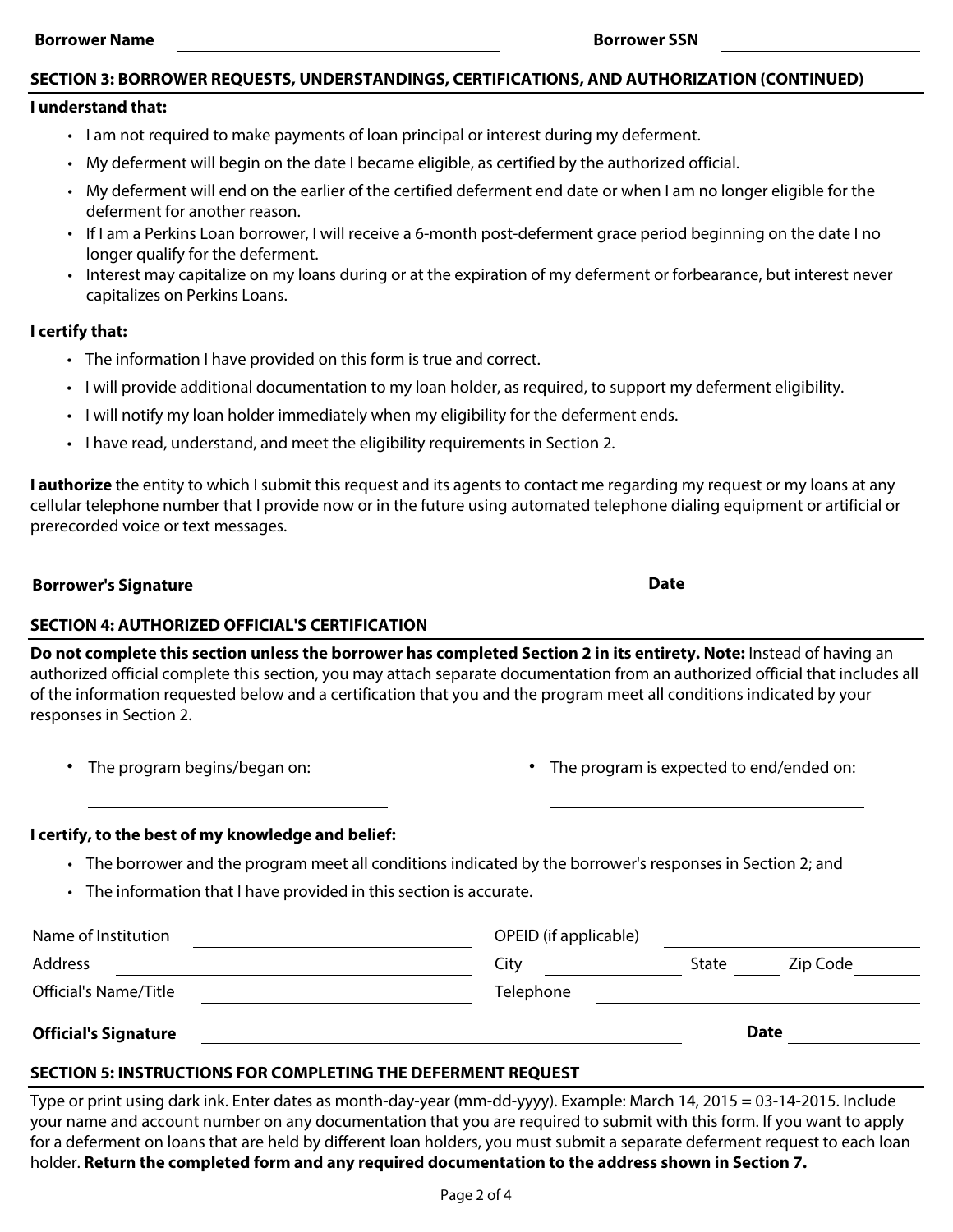**Borrower Name** \_\_\_\_\_\_\_\_\_\_\_\_\_\_\_\_\_\_\_\_ **Borrower SSN** \_\_\_\_\_\_\_\_\_\_\_\_\_\_\_\_\_\_\_\_

## SECTION 3: BORROWER REQUESTS, UNDERSTANDINGS, CERTIFICATIONS, AND AUTHORIZATION (CONTINUED)

**I understand that:**

- I am not required to make payments of loan principal or interest during my deferment.
- My deferment will begin on the date I became eligible, as certified by the authorized official.
- My deferment will end on the earlier of the certified deferment end date or when I am no longer eligible for the deferment for another reason.
- If I am a Perkins Loan borrower, I will receive a 6-month post-deferment grace period beginning on the date I no longer qualify for the deferment.
- Interest may capitalize on my loans during or at the expiration of my deferment or forbearance, but interest never capitalizes on Perkins Loans.

**I certify that:**

- The information I have provided on this form is true and correct.
- I will provide additional documentation to my loan holder, as required, to support my deferment eligibility.
- I will notify my loan holder immediately when my eligibility for the deferment ends.
- I have read, understand, and meet the eligibility requirements in Section 2.

**I authorize** the entity to which I submit this request and its agents to contact me regarding my request or my loans at any cellular telephone number that I provide now or in the future using automated telephone dialing equipment or artificial or prerecorded voice or text messages.

**Borrower's Signature** \_\_\_\_\_\_\_\_\_\_\_\_\_\_\_\_\_\_\_\_ **Date** \_\_\_\_\_\_\_\_\_\_

## SECTION 4: AUTHORIZED OFFICIAL'S CERTIFICATION

**Do not complete this section unless the borrower has completed Section 2 in its entirety. Note:** Instead of having an authorized official complete this section, you may attach separate documentation from an authorized official that includes all of the information requested below and a certification that you and the program meet all conditions indicated by your responses in Section 2.

- The program begins/began on: \_\_\_\_\_\_\_\_\_\_\_\_\_\_\_\_\_\_\_\_
- The program is expected to end/ended on: \_\_\_\_\_\_\_\_\_\_\_\_\_\_\_\_\_\_\_\_

**I certify, to the best of my knowledge and belief:**

- The borrower and the program meet all conditions indicated by the borrower's responses in Section 2; and
- The information that I have provided in this section is accurate.

Name of Institution \_\_\_\_\_\_\_\_\_\_\_\_\_\_\_\_\_\_\_\_ OPEID (if applicable) \_\_\_\_\_\_\_\_\_\_\_\_\_\_\_\_\_\_\_\_

Address \_\_\_\_\_\_\_\_\_\_\_\_\_\_\_\_\_\_\_\_ City \_\_\_\_\_\_\_\_\_\_ State \_\_\_\_\_ Zip Code \_\_\_\_\_\_\_\_\_\_

Official's Name/Title \_\_\_\_\_\_\_\_\_\_\_\_\_\_\_\_\_\_\_\_ Telephone \_\_\_\_\_\_\_\_\_\_\_\_\_\_\_\_\_\_\_\_

**Official's Signature** \_\_\_\_\_\_\_\_\_\_\_\_\_\_\_\_\_\_\_\_ **Date** \_\_\_\_\_\_\_\_\_\_

## SECTION 5: INSTRUCTIONS FOR COMPLETING THE DEFERMENT REQUEST

Type or print using dark ink. Enter dates as month-day-year (mm-dd-yyyy). Example: March 14, 2015 = 03-14-2015. Include your name and account number on any documentation that you are required to submit with this form. If you want to apply for a deferment on loans that are held by different loan holders, you must submit a separate deferment request to each loan holder. **Return the completed form and any required documentation to the address shown in Section 7.**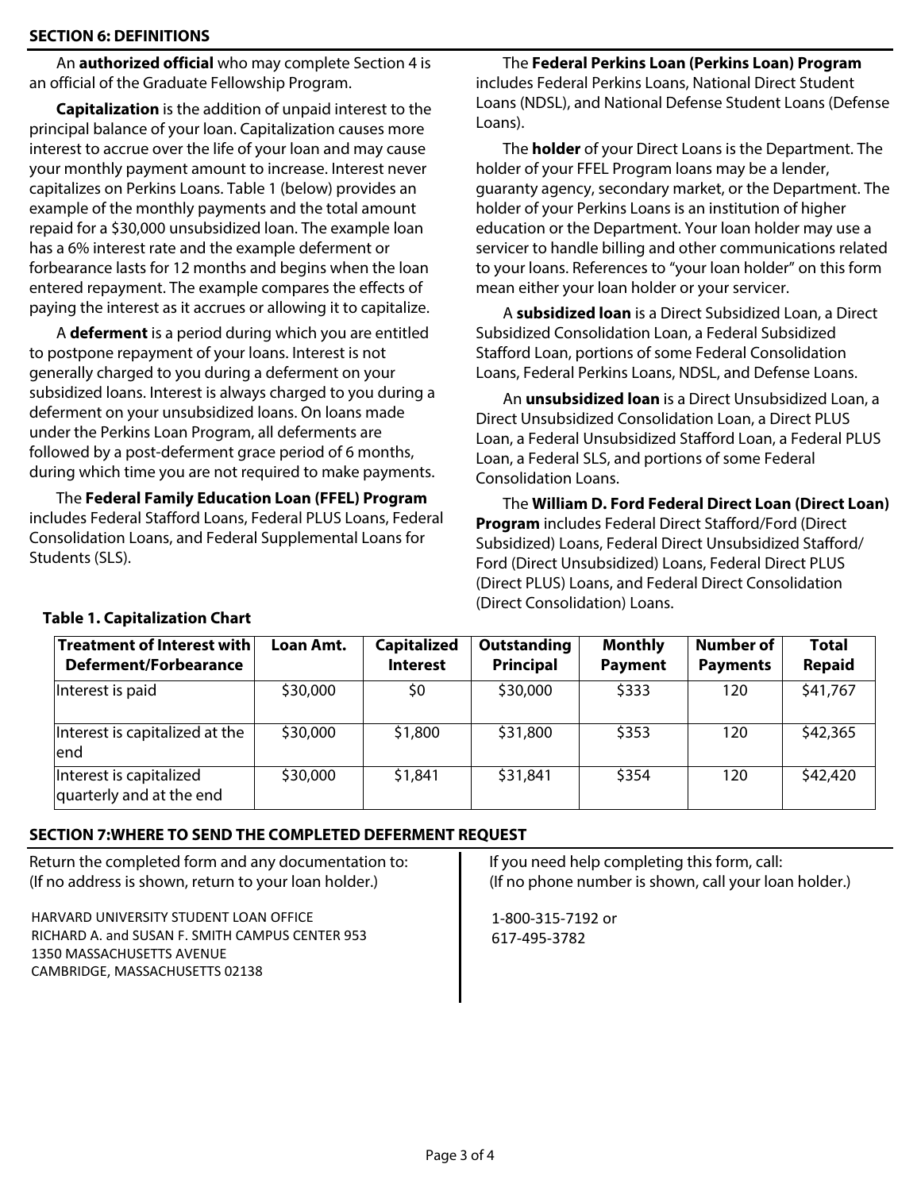## SECTION 6: DEFINITIONS

An **authorized official** who may complete Section 4 is an official of the Graduate Fellowship Program.

**Capitalization** is the addition of unpaid interest to the principal balance of your loan. Capitalization causes more interest to accrue over the life of your loan and may cause your monthly payment amount to increase. Interest never capitalizes on Perkins Loans. Table 1 (below) provides an example of the monthly payments and the total amount repaid for a $30,000 unsubsidized loan. The example loan has a 6% interest rate and the example deferment or forbearance lasts for 12 months and begins when the loan entered repayment. The example compares the effects of paying the interest as it accrues or allowing it to capitalize.

A **deferment** is a period during which you are entitled to postpone repayment of your loans. Interest is not generally charged to you during a deferment on your subsidized loans. Interest is always charged to you during a deferment on your unsubsidized loans. On loans made under the Perkins Loan Program, all deferments are followed by a post-deferment grace period of 6 months, during which time you are not required to make payments.

The **Federal Family Education Loan (FFEL) Program** includes Federal Stafford Loans, Federal PLUS Loans, Federal Consolidation Loans, and Federal Supplemental Loans for Students (SLS).

The **Federal Perkins Loan (Perkins Loan) Program** includes Federal Perkins Loans, National Direct Student Loans (NDSL), and National Defense Student Loans (Defense Loans).

The **holder** of your Direct Loans is the Department. The holder of your FFEL Program loans may be a lender, guaranty agency, secondary market, or the Department. The holder of your Perkins Loans is an institution of higher education or the Department. Your loan holder may use a servicer to handle billing and other communications related to your loans. References to "your loan holder" on this form mean either your loan holder or your servicer.

A **subsidized loan** is a Direct Subsidized Loan, a Direct Subsidized Consolidation Loan, a Federal Subsidized Stafford Loan, portions of some Federal Consolidation Loans, Federal Perkins Loans, NDSL, and Defense Loans.

An **unsubsidized loan** is a Direct Unsubsidized Loan, a Direct Unsubsidized Consolidation Loan, a Direct PLUS Loan, a Federal Unsubsidized Stafford Loan, a Federal PLUS Loan, a Federal SLS, and portions of some Federal Consolidation Loans.

The **William D. Ford Federal Direct Loan (Direct Loan) Program** includes Federal Direct Stafford/Ford (Direct Subsidized) Loans, Federal Direct Unsubsidized Stafford/Ford (Direct Unsubsidized) Loans, Federal Direct PLUS (Direct PLUS) Loans, and Federal Direct Consolidation (Direct Consolidation) Loans.

**Table 1. Capitalization Chart**

| Treatment of Interest with Deferment/Forbearance | Loan Amt. | Capitalized Interest | Outstanding Principal | Monthly Payment | Number of Payments | Total Repaid |
|---|---|---|---|---|---|---|
| Interest is paid | $30,000 | $0 | $30,000 | $333 | 120 | $41,767 |
| Interest is capitalized at the end | $30,000 | $1,800 | $31,800 | $353 | 120 | $42,365 |
| Interest is capitalized quarterly and at the end | $30,000 | $1,841 | $31,841 | $354 | 120 | $42,420 |

## SECTION 7: WHERE TO SEND THE COMPLETED DEFERMENT REQUEST

Return the completed form and any documentation to:
(If no address is shown, return to your loan holder.)

HARVARD UNIVERSITY STUDENT LOAN OFFICE
RICHARD A. and SUSAN F. SMITH CAMPUS CENTER 953
1350 MASSACHUSETTS AVENUE
CAMBRIDGE, MASSACHUSETTS 02138

If you need help completing this form, call:
(If no phone number is shown, call your loan holder.)

1-800-315-7192 or
617-495-3782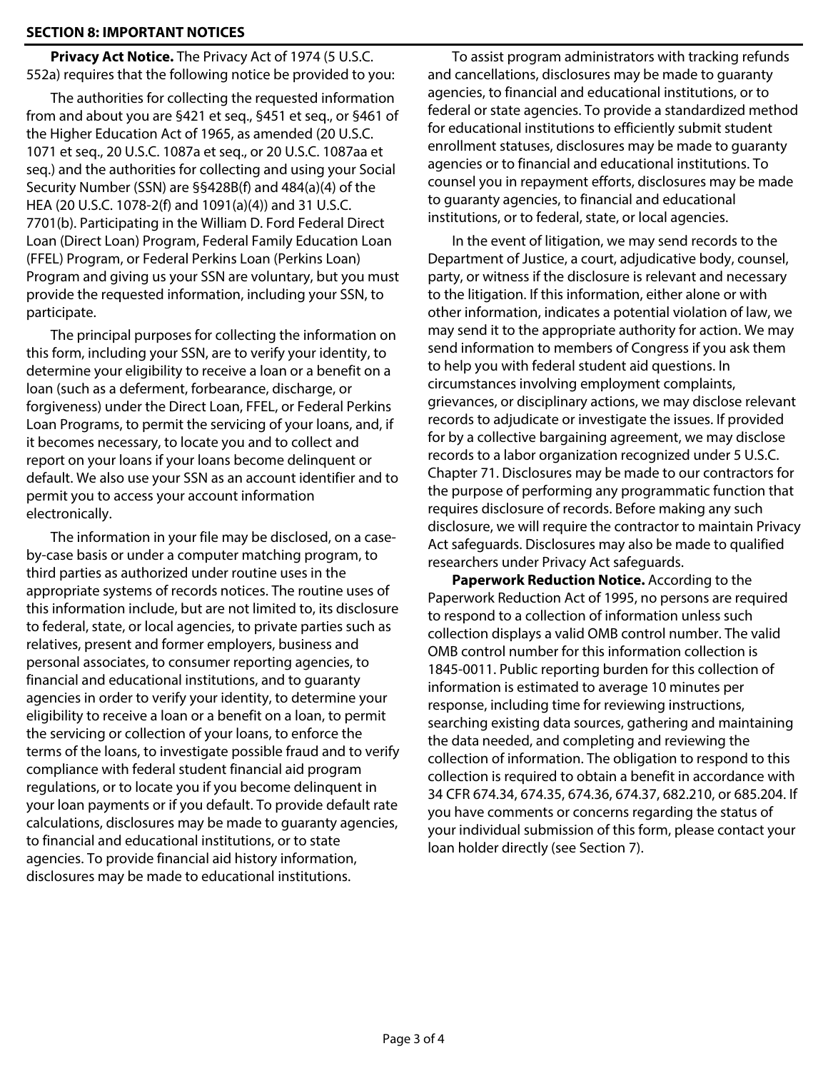## SECTION 8: IMPORTANT NOTICES

**Privacy Act Notice.** The Privacy Act of 1974 (5 U.S.C. 552a) requires that the following notice be provided to you:

The authorities for collecting the requested information from and about you are §421 et seq., §451 et seq., or §461 of the Higher Education Act of 1965, as amended (20 U.S.C. 1071 et seq., 20 U.S.C. 1087a et seq., or 20 U.S.C. 1087aa et seq.) and the authorities for collecting and using your Social Security Number (SSN) are §§428B(f) and 484(a)(4) of the HEA (20 U.S.C. 1078-2(f) and 1091(a)(4)) and 31 U.S.C. 7701(b). Participating in the William D. Ford Federal Direct Loan (Direct Loan) Program, Federal Family Education Loan (FFEL) Program, or Federal Perkins Loan (Perkins Loan) Program and giving us your SSN are voluntary, but you must provide the requested information, including your SSN, to participate.

The principal purposes for collecting the information on this form, including your SSN, are to verify your identity, to determine your eligibility to receive a loan or a benefit on a loan (such as a deferment, forbearance, discharge, or forgiveness) under the Direct Loan, FFEL, or Federal Perkins Loan Programs, to permit the servicing of your loans, and, if it becomes necessary, to locate you and to collect and report on your loans if your loans become delinquent or default. We also use your SSN as an account identifier and to permit you to access your account information electronically.

The information in your file may be disclosed, on a case-by-case basis or under a computer matching program, to third parties as authorized under routine uses in the appropriate systems of records notices. The routine uses of this information include, but are not limited to, its disclosure to federal, state, or local agencies, to private parties such as relatives, present and former employers, business and personal associates, to consumer reporting agencies, to financial and educational institutions, and to guaranty agencies in order to verify your identity, to determine your eligibility to receive a loan or a benefit on a loan, to permit the servicing or collection of your loans, to enforce the terms of the loans, to investigate possible fraud and to verify compliance with federal student financial aid program regulations, or to locate you if you become delinquent in your loan payments or if you default. To provide default rate calculations, disclosures may be made to guaranty agencies, to financial and educational institutions, or to state agencies. To provide financial aid history information, disclosures may be made to educational institutions.

To assist program administrators with tracking refunds and cancellations, disclosures may be made to guaranty agencies, to financial and educational institutions, or to federal or state agencies. To provide a standardized method for educational institutions to efficiently submit student enrollment statuses, disclosures may be made to guaranty agencies or to financial and educational institutions. To counsel you in repayment efforts, disclosures may be made to guaranty agencies, to financial and educational institutions, or to federal, state, or local agencies.

In the event of litigation, we may send records to the Department of Justice, a court, adjudicative body, counsel, party, or witness if the disclosure is relevant and necessary to the litigation. If this information, either alone or with other information, indicates a potential violation of law, we may send it to the appropriate authority for action. We may send information to members of Congress if you ask them to help you with federal student aid questions. In circumstances involving employment complaints, grievances, or disciplinary actions, we may disclose relevant records to adjudicate or investigate the issues. If provided for by a collective bargaining agreement, we may disclose records to a labor organization recognized under 5 U.S.C. Chapter 71. Disclosures may be made to our contractors for the purpose of performing any programmatic function that requires disclosure of records. Before making any such disclosure, we will require the contractor to maintain Privacy Act safeguards. Disclosures may also be made to qualified researchers under Privacy Act safeguards.

**Paperwork Reduction Notice.** According to the Paperwork Reduction Act of 1995, no persons are required to respond to a collection of information unless such collection displays a valid OMB control number. The valid OMB control number for this information collection is 1845-0011. Public reporting burden for this collection of information is estimated to average 10 minutes per response, including time for reviewing instructions, searching existing data sources, gathering and maintaining the data needed, and completing and reviewing the collection of information. The obligation to respond to this collection is required to obtain a benefit in accordance with 34 CFR 674.34, 674.35, 674.36, 674.37, 682.210, or 685.204. If you have comments or concerns regarding the status of your individual submission of this form, please contact your loan holder directly (see Section 7).